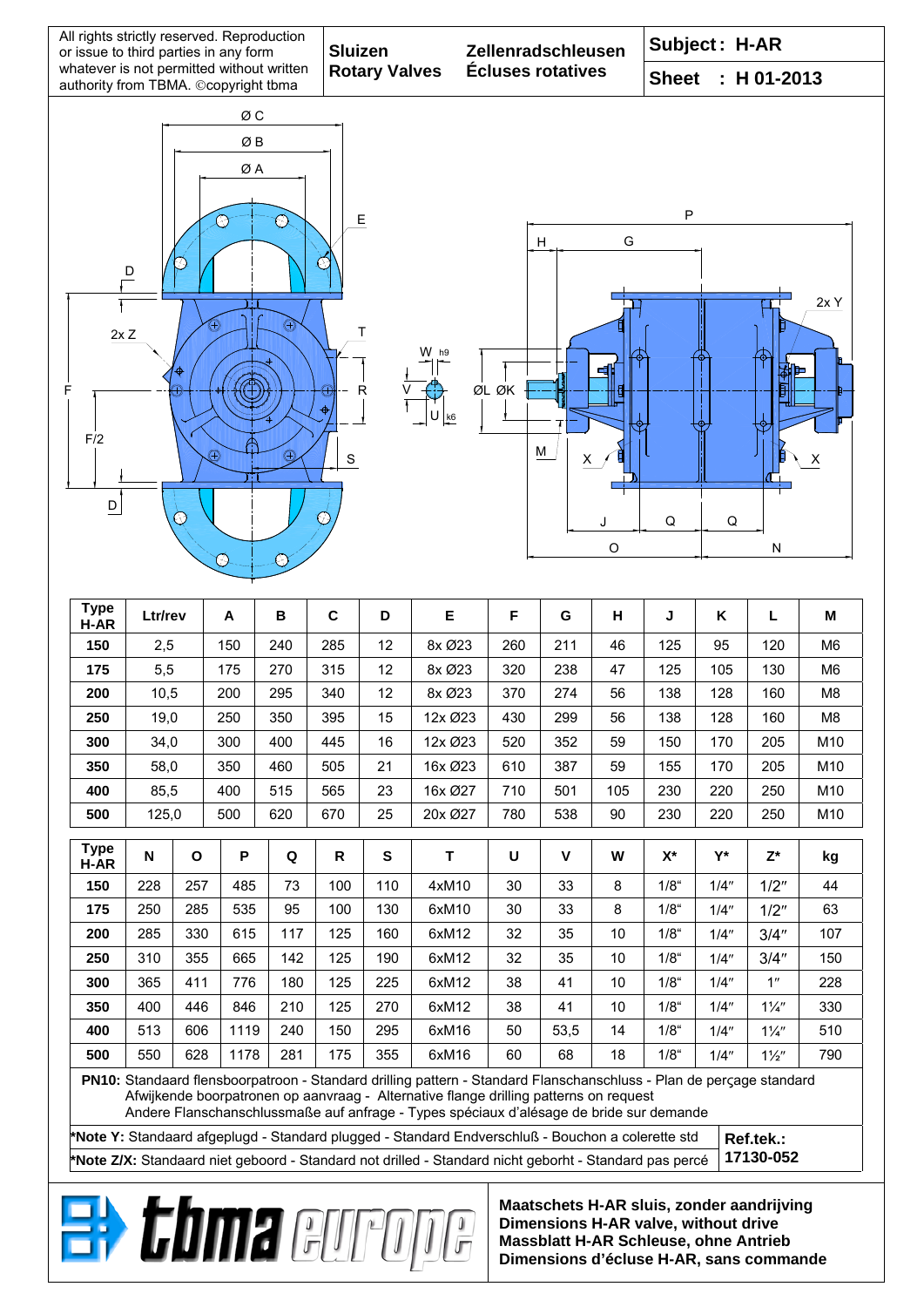All rights strictly reserved. Reproduction or issue to third parties in any form whatever is not permitted without written authority from TBMA. ©copyright tbma

**Sluizen** **Zellenradschleusen**
**Rotary Valves** **Écluses rotatives**

**Subject : H-AR**

**Sheet : H 01-2013**

| Type H-AR | Ltr/rev | A | B | C | D | E | F | G | H | J | K | L | M |
|---|---|---|---|---|---|---|---|---|---|---|---|---|---|
| **150** | 2,5 | 150 | 240 | 285 | 12 | 8x Ø23 | 260 | 211 | 46 | 125 | 95 | 120 | M6 |
| **175** | 5,5 | 175 | 270 | 315 | 12 | 8x Ø23 | 320 | 238 | 47 | 125 | 105 | 130 | M6 |
| **200** | 10,5 | 200 | 295 | 340 | 12 | 8x Ø23 | 370 | 274 | 56 | 138 | 128 | 160 | M8 |
| **250** | 19,0 | 250 | 350 | 395 | 15 | 12x Ø23 | 430 | 299 | 56 | 138 | 128 | 160 | M8 |
| **300** | 34,0 | 300 | 400 | 445 | 16 | 12x Ø23 | 520 | 352 | 59 | 150 | 170 | 205 | M10 |
| **350** | 58,0 | 350 | 460 | 505 | 21 | 16x Ø23 | 610 | 387 | 59 | 155 | 170 | 205 | M10 |
| **400** | 85,5 | 400 | 515 | 565 | 23 | 16x Ø27 | 710 | 501 | 105 | 230 | 220 | 250 | M10 |
| **500** | 125,0 | 500 | 620 | 670 | 25 | 20x Ø27 | 780 | 538 | 90 | 230 | 220 | 250 | M10 |

| Type H-AR | N | O | P | Q | R | S | T | U | V | W | X* | Y* | Z* | kg |
|---|---|---|---|---|---|---|---|---|---|---|---|---|---|---|
| **150** | 228 | 257 | 485 | 73 | 100 | 110 | 4xM10 | 30 | 33 | 8 | 1/8" | 1/4" | 1/2" | 44 |
| **175** | 250 | 285 | 535 | 95 | 100 | 130 | 6xM10 | 30 | 33 | 8 | 1/8" | 1/4" | 1/2" | 63 |
| **200** | 285 | 330 | 615 | 117 | 125 | 160 | 6xM12 | 32 | 35 | 10 | 1/8" | 1/4" | 3/4" | 107 |
| **250** | 310 | 355 | 665 | 142 | 125 | 190 | 6xM12 | 32 | 35 | 10 | 1/8" | 1/4" | 3/4" | 150 |
| **300** | 365 | 411 | 776 | 180 | 125 | 225 | 6xM12 | 38 | 41 | 10 | 1/8" | 1/4" | 1" | 228 |
| **350** | 400 | 446 | 846 | 210 | 125 | 270 | 6xM12 | 38 | 41 | 10 | 1/8" | 1/4" | 1¼" | 330 |
| **400** | 513 | 606 | 1119 | 240 | 150 | 295 | 6xM16 | 50 | 53,5 | 14 | 1/8" | 1/4" | 1¼" | 510 |
| **500** | 550 | 628 | 1178 | 281 | 175 | 355 | 6xM16 | 60 | 68 | 18 | 1/8" | 1/4" | 1½" | 790 |

**PN10:** Standaard flensboorpatroon - Standard drilling pattern - Standard Flanschanschluss - Plan de perçage standard
Afwijkende boorpatronen op aanvraag - Alternative flange drilling patterns on request
Andere Flanschanschlussmaße auf anfrage - Types spéciaux d'alésage de bride sur demande

***Note Y:** Standaard afgeplugd - Standard plugged - Standard Endverschluß - Bouchon a colerette std

***Note Z/X:** Standaard niet geboord - Standard not drilled - Standard nicht geborht - Standard pas percé

**Ref.tek.: 17130-052**

**Maatschets H-AR sluis, zonder aandrijving**
**Dimensions H-AR valve, without drive**
**Massblatt H-AR Schleuse, ohne Antrieb**
**Dimensions d'écluse H-AR, sans commande**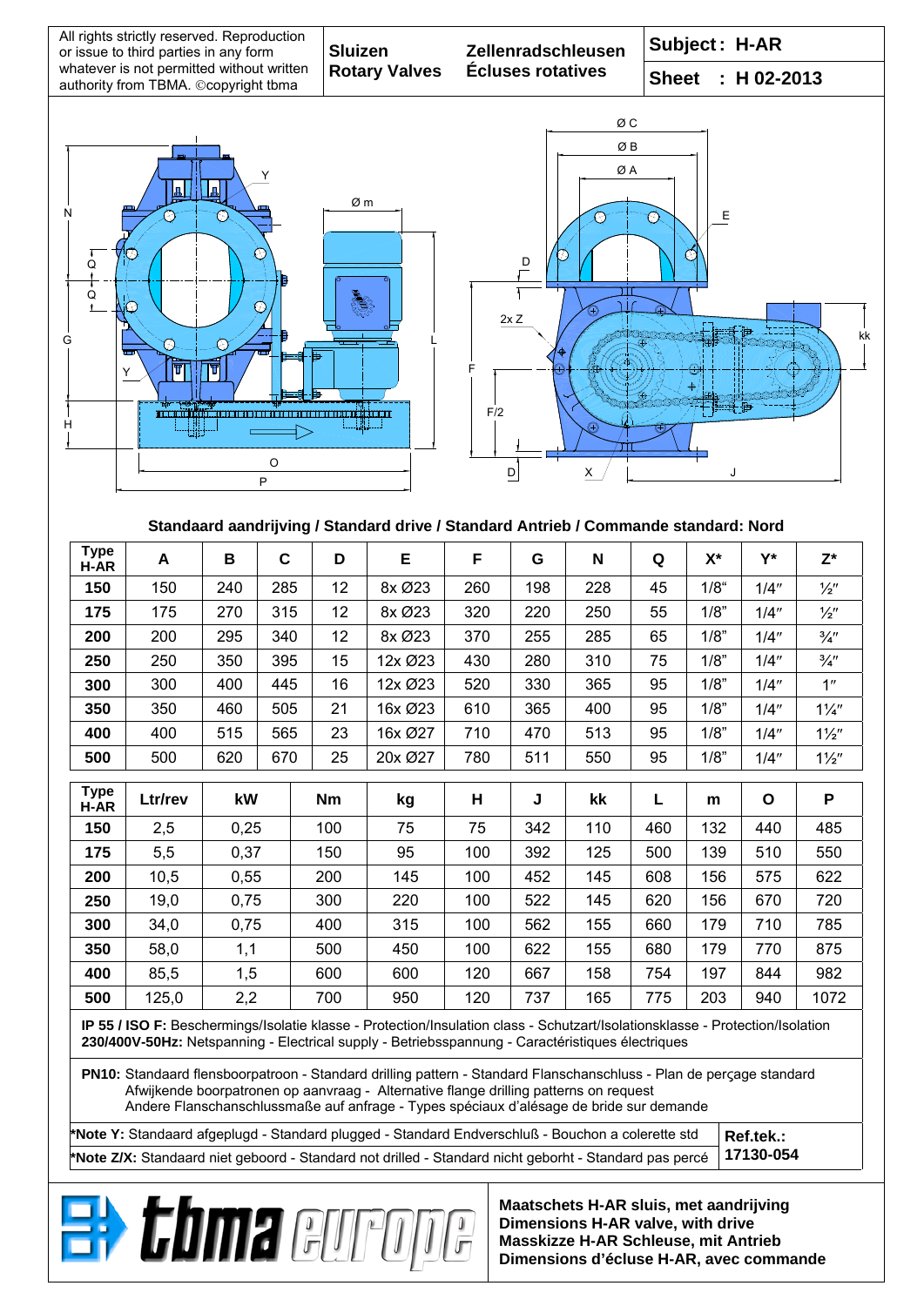All rights strictly reserved. Reproduction or issue to third parties in any form whatever is not permitted without written authority from TBMA. ©copyright tbma

**Sluizen**
**Rotary Valves**

**Zellenradschleusen**
**Écluses rotatives**

**Subject : H-AR**
**Sheet : H 02-2013**

Ø m
Ø C
Ø B
Ø A
N
Y
Q
Q
G
Y
H
O
P
L
D
E
2x Z
F
F/2
D
X
J
kk

**Standaard aandrijving / Standard drive / Standard Antrieb / Commande standard: Nord**

| Type H-AR | A | B | C | D | E | F | G | N | Q | X* | Y* | Z* |
|---|---|---|---|---|---|---|---|---|---|---|---|---|
| **150** | 150 | 240 | 285 | 12 | 8x Ø23 | 260 | 198 | 228 | 45 | 1/8" | 1/4″ | ½″ |
| **175** | 175 | 270 | 315 | 12 | 8x Ø23 | 320 | 220 | 250 | 55 | 1/8" | 1/4″ | ½″ |
| **200** | 200 | 295 | 340 | 12 | 8x Ø23 | 370 | 255 | 285 | 65 | 1/8" | 1/4″ | ¾″ |
| **250** | 250 | 350 | 395 | 15 | 12x Ø23 | 430 | 280 | 310 | 75 | 1/8" | 1/4″ | ¾″ |
| **300** | 300 | 400 | 445 | 16 | 12x Ø23 | 520 | 330 | 365 | 95 | 1/8" | 1/4″ | 1″ |
| **350** | 350 | 460 | 505 | 21 | 16x Ø23 | 610 | 365 | 400 | 95 | 1/8" | 1/4″ | 1¼″ |
| **400** | 400 | 515 | 565 | 23 | 16x Ø27 | 710 | 470 | 513 | 95 | 1/8" | 1/4″ | 1½″ |
| **500** | 500 | 620 | 670 | 25 | 20x Ø27 | 780 | 511 | 550 | 95 | 1/8" | 1/4″ | 1½″ |

| Type H-AR | Ltr/rev | kW | Nm | kg | H | J | kk | L | m | O | P |
|---|---|---|---|---|---|---|---|---|---|---|---|
| **150** | 2,5 | 0,25 | 100 | 75 | 75 | 342 | 110 | 460 | 132 | 440 | 485 |
| **175** | 5,5 | 0,37 | 150 | 95 | 100 | 392 | 125 | 500 | 139 | 510 | 550 |
| **200** | 10,5 | 0,55 | 200 | 145 | 100 | 452 | 145 | 608 | 156 | 575 | 622 |
| **250** | 19,0 | 0,75 | 300 | 220 | 100 | 522 | 145 | 620 | 156 | 670 | 720 |
| **300** | 34,0 | 0,75 | 400 | 315 | 100 | 562 | 155 | 660 | 179 | 710 | 785 |
| **350** | 58,0 | 1,1 | 500 | 450 | 100 | 622 | 155 | 680 | 179 | 770 | 875 |
| **400** | 85,5 | 1,5 | 600 | 600 | 120 | 667 | 158 | 754 | 197 | 844 | 982 |
| **500** | 125,0 | 2,2 | 700 | 950 | 120 | 737 | 165 | 775 | 203 | 940 | 1072 |

**IP 55 / ISO F:** Beschermings/Isolatie klasse - Protection/Insulation class - Schutzart/Isolationsklasse - Protection/Isolation
**230/400V-50Hz:** Netspanning - Electrical supply - Betriebsspannung - Caractéristiques électriques

**PN10:** Standaard flensboorpatroon - Standard drilling pattern - Standard Flanschanschluss - Plan de perçage standard
Afwijkende boorpatronen op aanvraag - Alternative flange drilling patterns on request
Andere Flanschanschlussmaße auf anfrage - Types spéciaux d'alésage de bride sur demande

***Note Y:** Standaard afgeplugd - Standard plugged - Standard Endverschluß - Bouchon a colerette std
***Note Z/X:** Standaard niet geboord - Standard not drilled - Standard nicht geborht - Standard pas percé

**Ref.tek.: 17130-054**

tbma europe

**Maatschets H-AR sluis, met aandrijving**
**Dimensions H-AR valve, with drive**
**Masskizze H-AR Schleuse, mit Antrieb**
**Dimensions d'écluse H-AR, avec commande**